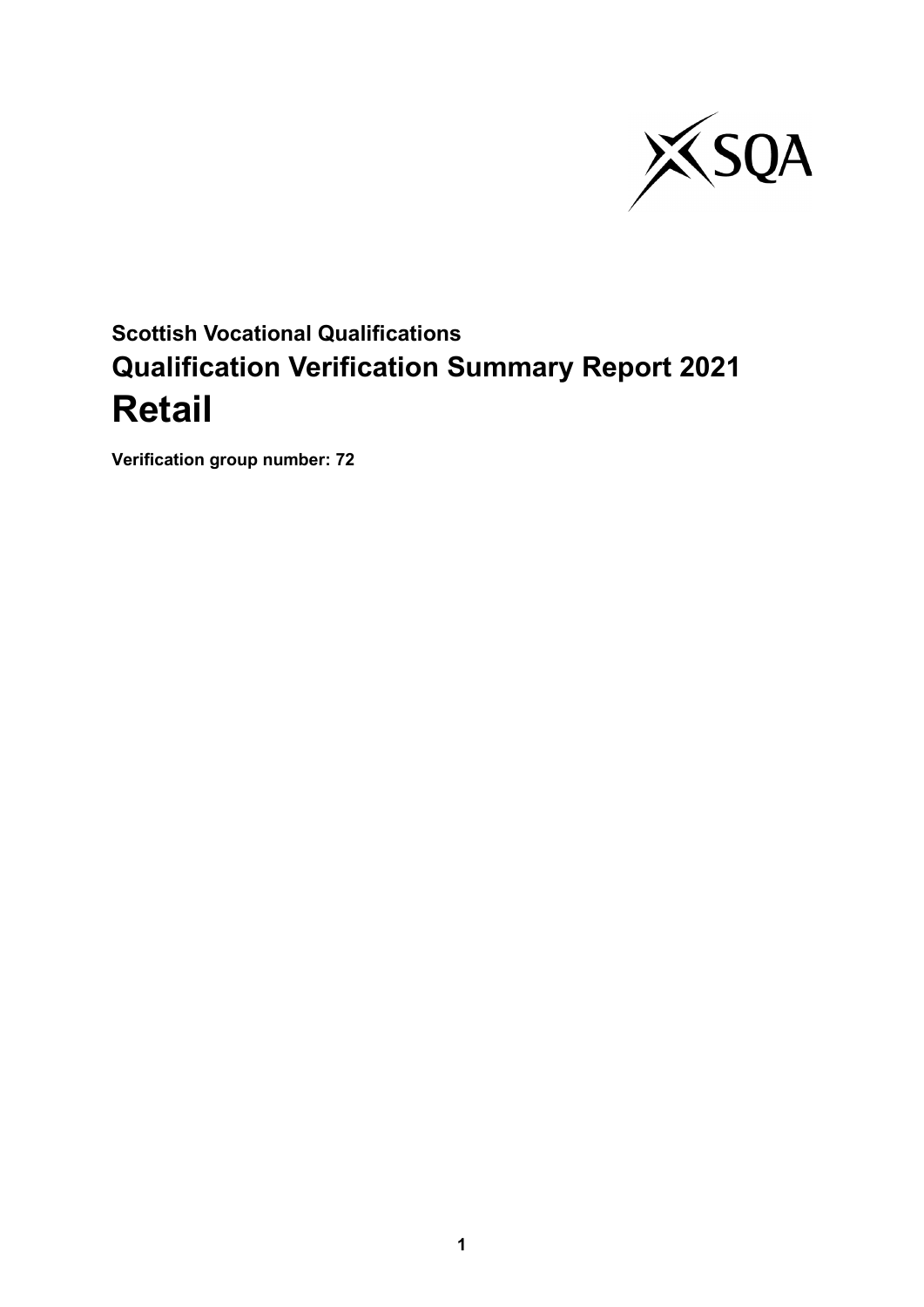**Scottish Vocational Qualifications**

## Qualification Verification Summary Report 2021

# Retail

**Verification group number: 72**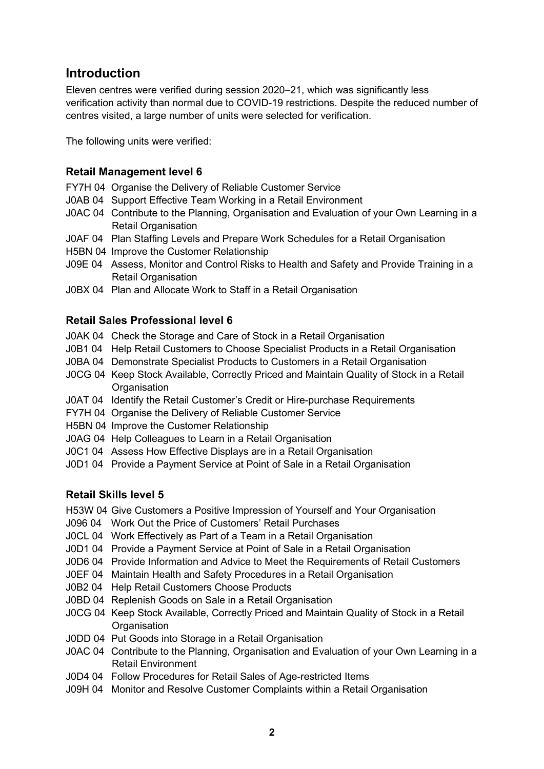## Introduction

Eleven centres were verified during session 2020–21, which was significantly less verification activity than normal due to COVID-19 restrictions. Despite the reduced number of centres visited, a large number of units were selected for verification.

The following units were verified:

### Retail Management level 6

FY7H 04 Organise the Delivery of Reliable Customer Service
J0AB 04 Support Effective Team Working in a Retail Environment
J0AC 04 Contribute to the Planning, Organisation and Evaluation of your Own Learning in a Retail Organisation
J0AF 04 Plan Staffing Levels and Prepare Work Schedules for a Retail Organisation
H5BN 04 Improve the Customer Relationship
J09E 04 Assess, Monitor and Control Risks to Health and Safety and Provide Training in a Retail Organisation
J0BX 04 Plan and Allocate Work to Staff in a Retail Organisation

### Retail Sales Professional level 6

J0AK 04 Check the Storage and Care of Stock in a Retail Organisation
J0B1 04 Help Retail Customers to Choose Specialist Products in a Retail Organisation
J0BA 04 Demonstrate Specialist Products to Customers in a Retail Organisation
J0CG 04 Keep Stock Available, Correctly Priced and Maintain Quality of Stock in a Retail Organisation
J0AT 04 Identify the Retail Customer's Credit or Hire-purchase Requirements
FY7H 04 Organise the Delivery of Reliable Customer Service
H5BN 04 Improve the Customer Relationship
J0AG 04 Help Colleagues to Learn in a Retail Organisation
J0C1 04 Assess How Effective Displays are in a Retail Organisation
J0D1 04 Provide a Payment Service at Point of Sale in a Retail Organisation

### Retail Skills level 5

H53W 04 Give Customers a Positive Impression of Yourself and Your Organisation
J096 04 Work Out the Price of Customers' Retail Purchases
J0CL 04 Work Effectively as Part of a Team in a Retail Organisation
J0D1 04 Provide a Payment Service at Point of Sale in a Retail Organisation
J0D6 04 Provide Information and Advice to Meet the Requirements of Retail Customers
J0EF 04 Maintain Health and Safety Procedures in a Retail Organisation
J0B2 04 Help Retail Customers Choose Products
J0BD 04 Replenish Goods on Sale in a Retail Organisation
J0CG 04 Keep Stock Available, Correctly Priced and Maintain Quality of Stock in a Retail Organisation
J0DD 04 Put Goods into Storage in a Retail Organisation
J0AC 04 Contribute to the Planning, Organisation and Evaluation of your Own Learning in a Retail Environment
J0D4 04 Follow Procedures for Retail Sales of Age-restricted Items
J09H 04 Monitor and Resolve Customer Complaints within a Retail Organisation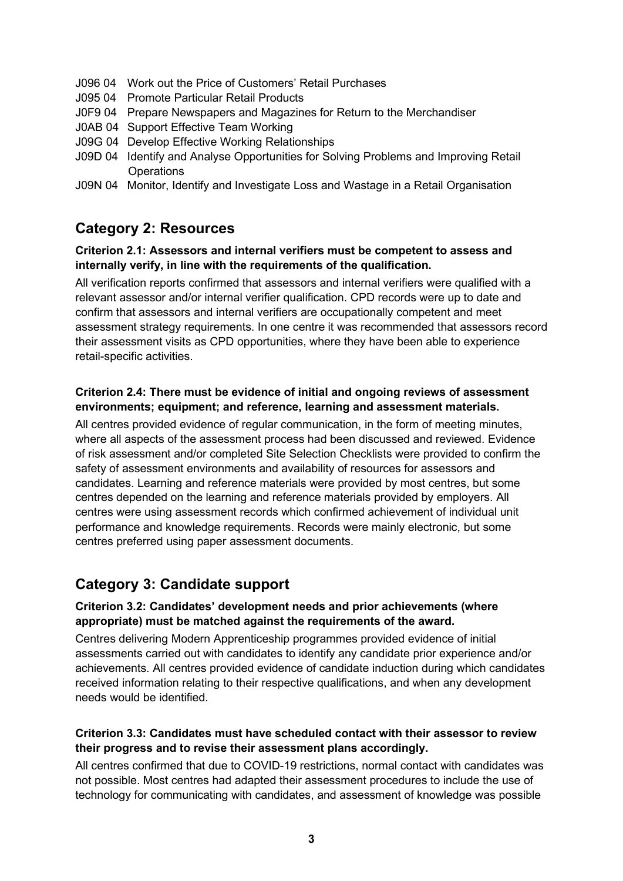J096 04 Work out the Price of Customers' Retail Purchases
J095 04 Promote Particular Retail Products
J0F9 04 Prepare Newspapers and Magazines for Return to the Merchandiser
J0AB 04 Support Effective Team Working
J09G 04 Develop Effective Working Relationships
J09D 04 Identify and Analyse Opportunities for Solving Problems and Improving Retail Operations
J09N 04 Monitor, Identify and Investigate Loss and Wastage in a Retail Organisation

## Category 2: Resources

**Criterion 2.1: Assessors and internal verifiers must be competent to assess and internally verify, in line with the requirements of the qualification.**

All verification reports confirmed that assessors and internal verifiers were qualified with a relevant assessor and/or internal verifier qualification. CPD records were up to date and confirm that assessors and internal verifiers are occupationally competent and meet assessment strategy requirements. In one centre it was recommended that assessors record their assessment visits as CPD opportunities, where they have been able to experience retail-specific activities.

**Criterion 2.4: There must be evidence of initial and ongoing reviews of assessment environments; equipment; and reference, learning and assessment materials.**

All centres provided evidence of regular communication, in the form of meeting minutes, where all aspects of the assessment process had been discussed and reviewed. Evidence of risk assessment and/or completed Site Selection Checklists were provided to confirm the safety of assessment environments and availability of resources for assessors and candidates. Learning and reference materials were provided by most centres, but some centres depended on the learning and reference materials provided by employers. All centres were using assessment records which confirmed achievement of individual unit performance and knowledge requirements. Records were mainly electronic, but some centres preferred using paper assessment documents.

## Category 3: Candidate support

**Criterion 3.2: Candidates' development needs and prior achievements (where appropriate) must be matched against the requirements of the award.**

Centres delivering Modern Apprenticeship programmes provided evidence of initial assessments carried out with candidates to identify any candidate prior experience and/or achievements. All centres provided evidence of candidate induction during which candidates received information relating to their respective qualifications, and when any development needs would be identified.

**Criterion 3.3: Candidates must have scheduled contact with their assessor to review their progress and to revise their assessment plans accordingly.**

All centres confirmed that due to COVID-19 restrictions, normal contact with candidates was not possible. Most centres had adapted their assessment procedures to include the use of technology for communicating with candidates, and assessment of knowledge was possible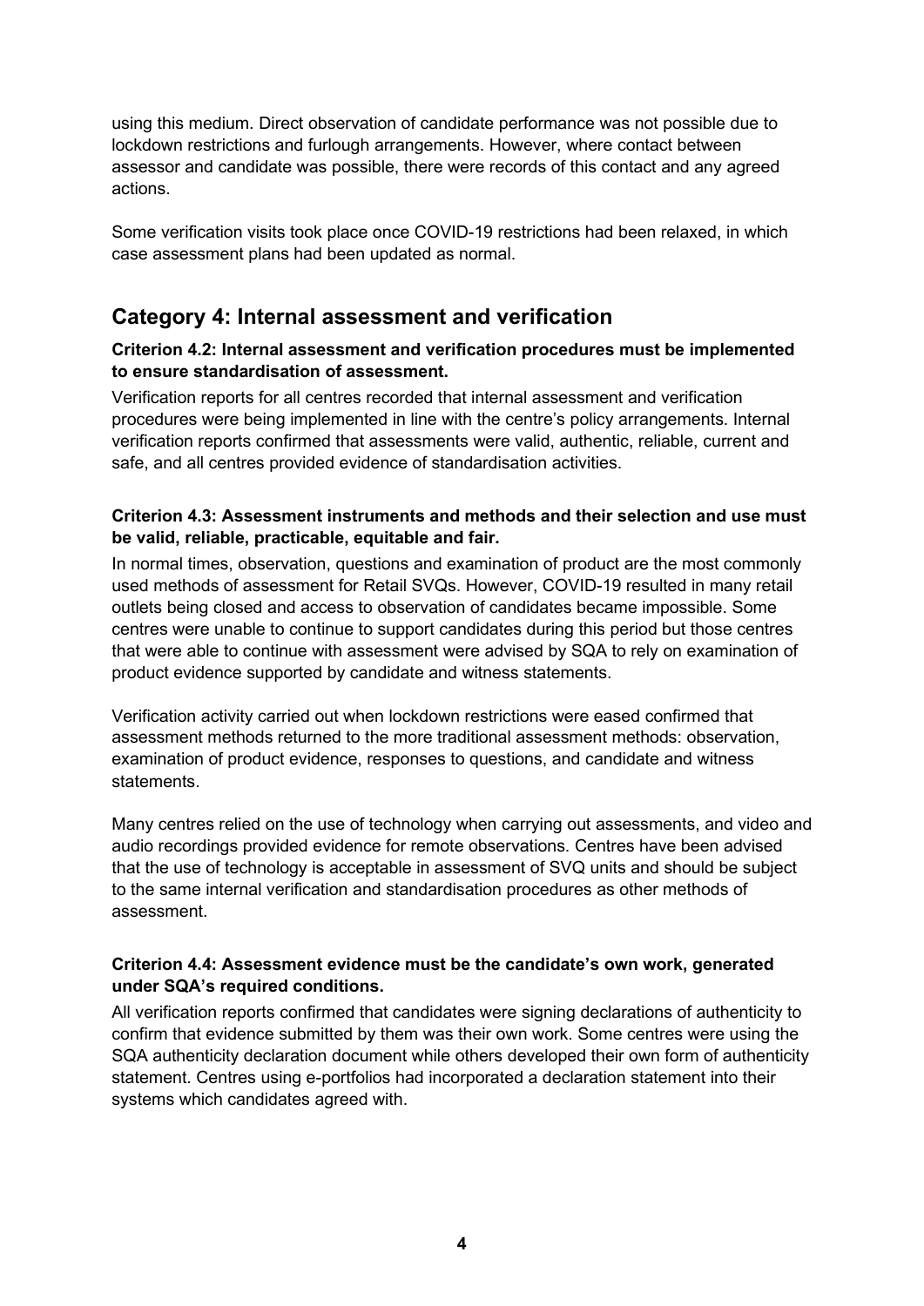using this medium. Direct observation of candidate performance was not possible due to lockdown restrictions and furlough arrangements. However, where contact between assessor and candidate was possible, there were records of this contact and any agreed actions.

Some verification visits took place once COVID-19 restrictions had been relaxed, in which case assessment plans had been updated as normal.

## Category 4: Internal assessment and verification

**Criterion 4.2: Internal assessment and verification procedures must be implemented to ensure standardisation of assessment.**

Verification reports for all centres recorded that internal assessment and verification procedures were being implemented in line with the centre's policy arrangements. Internal verification reports confirmed that assessments were valid, authentic, reliable, current and safe, and all centres provided evidence of standardisation activities.

**Criterion 4.3: Assessment instruments and methods and their selection and use must be valid, reliable, practicable, equitable and fair.**

In normal times, observation, questions and examination of product are the most commonly used methods of assessment for Retail SVQs. However, COVID-19 resulted in many retail outlets being closed and access to observation of candidates became impossible. Some centres were unable to continue to support candidates during this period but those centres that were able to continue with assessment were advised by SQA to rely on examination of product evidence supported by candidate and witness statements.

Verification activity carried out when lockdown restrictions were eased confirmed that assessment methods returned to the more traditional assessment methods: observation, examination of product evidence, responses to questions, and candidate and witness statements.

Many centres relied on the use of technology when carrying out assessments, and video and audio recordings provided evidence for remote observations. Centres have been advised that the use of technology is acceptable in assessment of SVQ units and should be subject to the same internal verification and standardisation procedures as other methods of assessment.

**Criterion 4.4: Assessment evidence must be the candidate's own work, generated under SQA's required conditions.**

All verification reports confirmed that candidates were signing declarations of authenticity to confirm that evidence submitted by them was their own work. Some centres were using the SQA authenticity declaration document while others developed their own form of authenticity statement. Centres using e-portfolios had incorporated a declaration statement into their systems which candidates agreed with.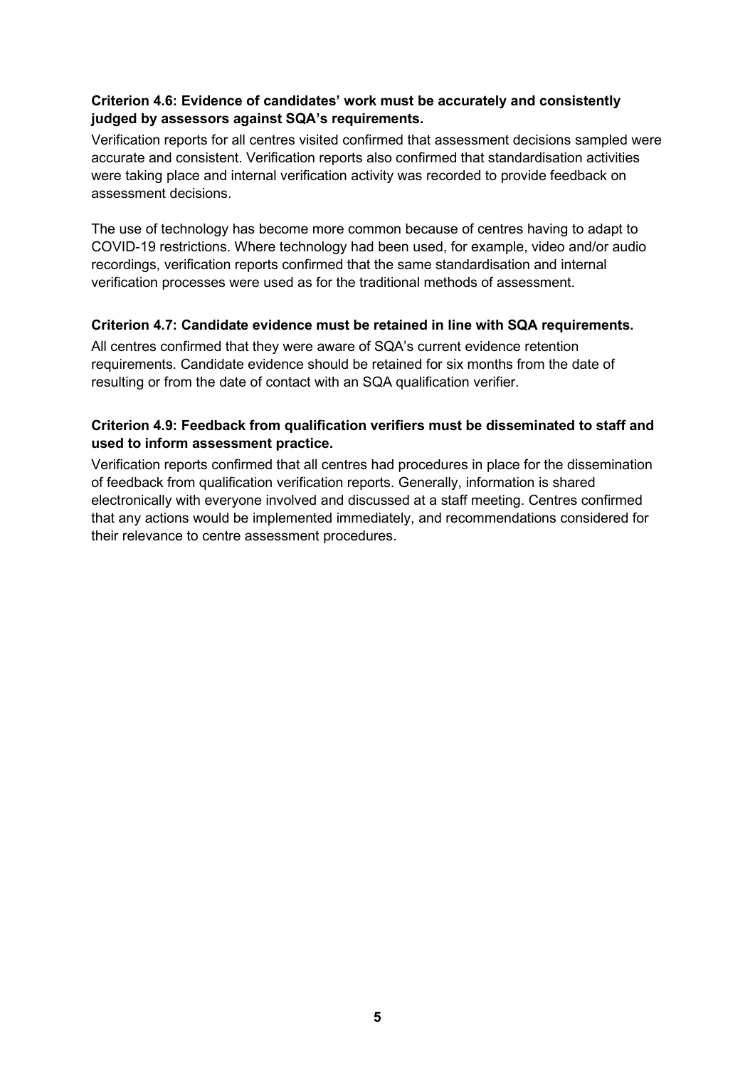**Criterion 4.6: Evidence of candidates' work must be accurately and consistently judged by assessors against SQA's requirements.**

Verification reports for all centres visited confirmed that assessment decisions sampled were accurate and consistent. Verification reports also confirmed that standardisation activities were taking place and internal verification activity was recorded to provide feedback on assessment decisions.

The use of technology has become more common because of centres having to adapt to COVID-19 restrictions. Where technology had been used, for example, video and/or audio recordings, verification reports confirmed that the same standardisation and internal verification processes were used as for the traditional methods of assessment.

**Criterion 4.7: Candidate evidence must be retained in line with SQA requirements.**

All centres confirmed that they were aware of SQA's current evidence retention requirements. Candidate evidence should be retained for six months from the date of resulting or from the date of contact with an SQA qualification verifier.

**Criterion 4.9: Feedback from qualification verifiers must be disseminated to staff and used to inform assessment practice.**

Verification reports confirmed that all centres had procedures in place for the dissemination of feedback from qualification verification reports. Generally, information is shared electronically with everyone involved and discussed at a staff meeting. Centres confirmed that any actions would be implemented immediately, and recommendations considered for their relevance to centre assessment procedures.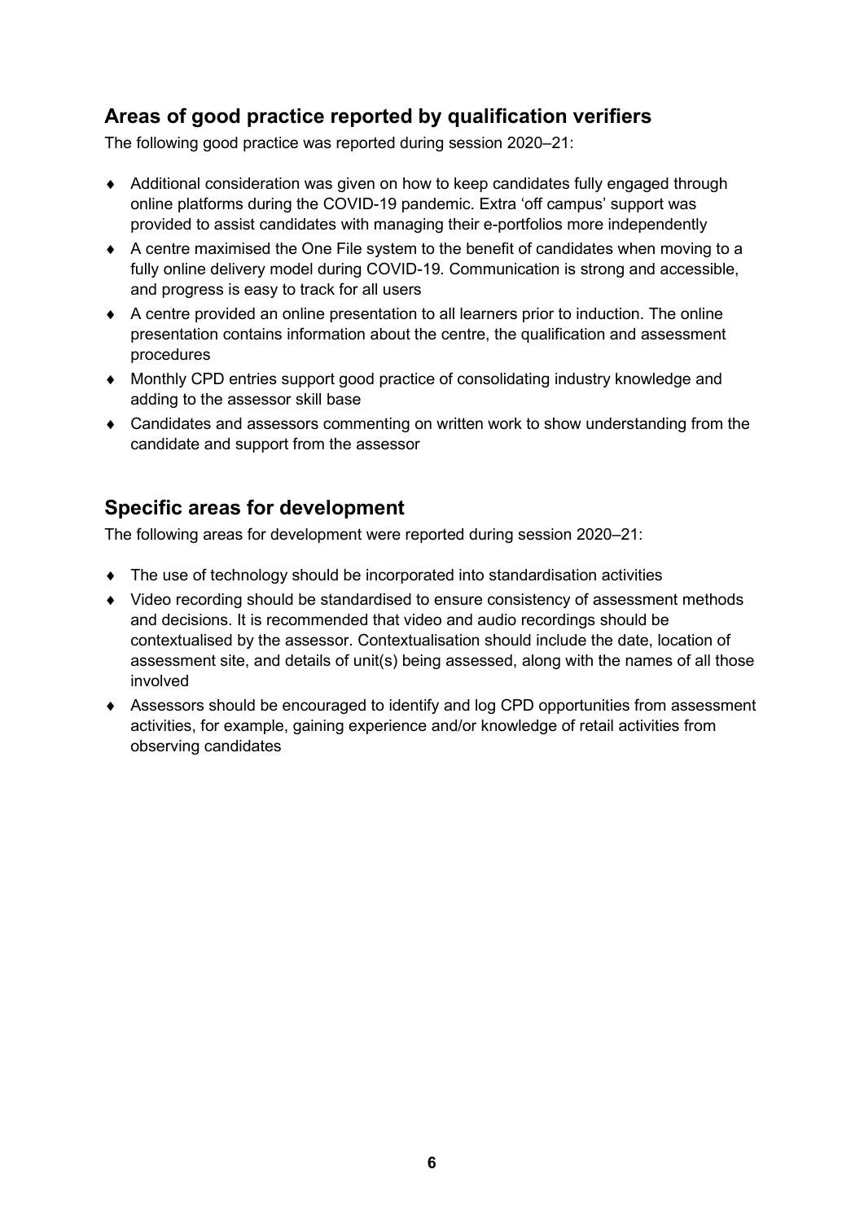## Areas of good practice reported by qualification verifiers

The following good practice was reported during session 2020–21:

- Additional consideration was given on how to keep candidates fully engaged through online platforms during the COVID-19 pandemic. Extra 'off campus' support was provided to assist candidates with managing their e-portfolios more independently
- A centre maximised the One File system to the benefit of candidates when moving to a fully online delivery model during COVID-19. Communication is strong and accessible, and progress is easy to track for all users
- A centre provided an online presentation to all learners prior to induction. The online presentation contains information about the centre, the qualification and assessment procedures
- Monthly CPD entries support good practice of consolidating industry knowledge and adding to the assessor skill base
- Candidates and assessors commenting on written work to show understanding from the candidate and support from the assessor

## Specific areas for development

The following areas for development were reported during session 2020–21:

- The use of technology should be incorporated into standardisation activities
- Video recording should be standardised to ensure consistency of assessment methods and decisions. It is recommended that video and audio recordings should be contextualised by the assessor. Contextualisation should include the date, location of assessment site, and details of unit(s) being assessed, along with the names of all those involved
- Assessors should be encouraged to identify and log CPD opportunities from assessment activities, for example, gaining experience and/or knowledge of retail activities from observing candidates